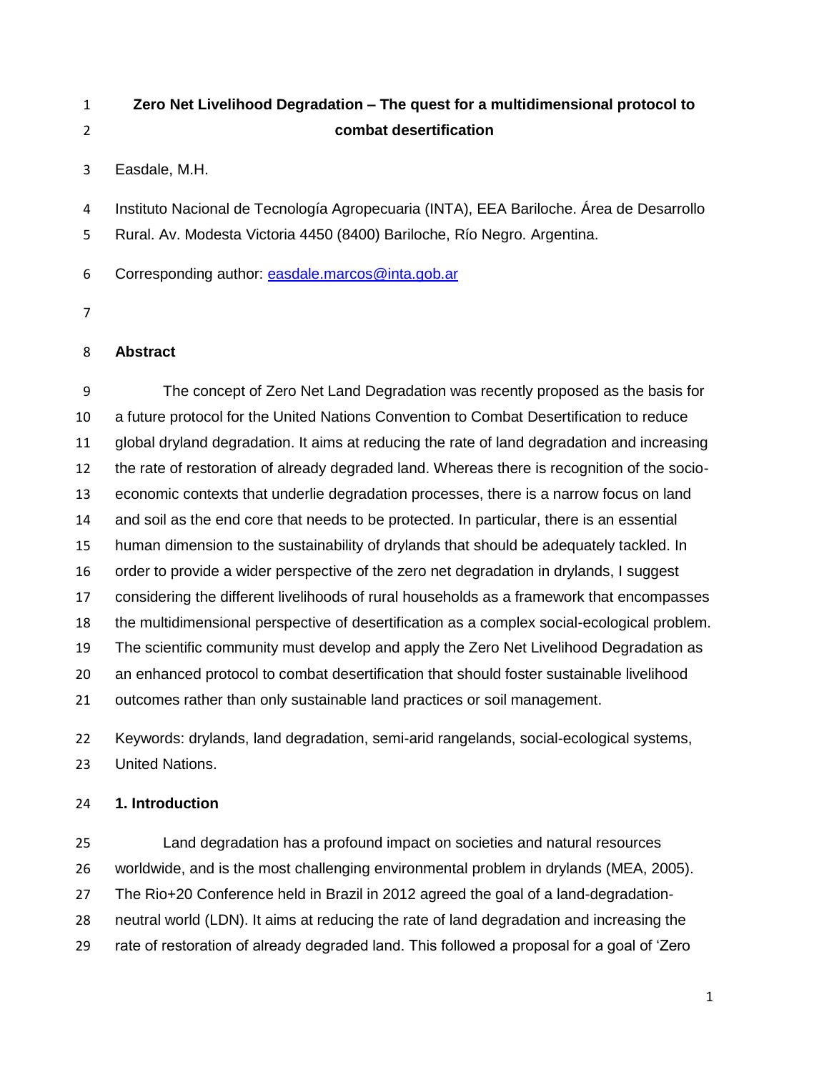# Zero Net Livelihood Degradation – The quest for a multidimensional protocol to combat desertification

Easdale, M.H.

Instituto Nacional de Tecnología Agropecuaria (INTA), EEA Bariloche. Área de Desarrollo Rural. Av. Modesta Victoria 4450 (8400) Bariloche, Río Negro. Argentina.

Corresponding author: easdale.marcos@inta.gob.ar

## Abstract

The concept of Zero Net Land Degradation was recently proposed as the basis for a future protocol for the United Nations Convention to Combat Desertification to reduce global dryland degradation. It aims at reducing the rate of land degradation and increasing the rate of restoration of already degraded land. Whereas there is recognition of the socio-economic contexts that underlie degradation processes, there is a narrow focus on land and soil as the end core that needs to be protected. In particular, there is an essential human dimension to the sustainability of drylands that should be adequately tackled. In order to provide a wider perspective of the zero net degradation in drylands, I suggest considering the different livelihoods of rural households as a framework that encompasses the multidimensional perspective of desertification as a complex social-ecological problem. The scientific community must develop and apply the Zero Net Livelihood Degradation as an enhanced protocol to combat desertification that should foster sustainable livelihood outcomes rather than only sustainable land practices or soil management.

Keywords: drylands, land degradation, semi-arid rangelands, social-ecological systems, United Nations.

## 1. Introduction

Land degradation has a profound impact on societies and natural resources worldwide, and is the most challenging environmental problem in drylands (MEA, 2005). The Rio+20 Conference held in Brazil in 2012 agreed the goal of a land-degradation-neutral world (LDN). It aims at reducing the rate of land degradation and increasing the rate of restoration of already degraded land. This followed a proposal for a goal of 'Zero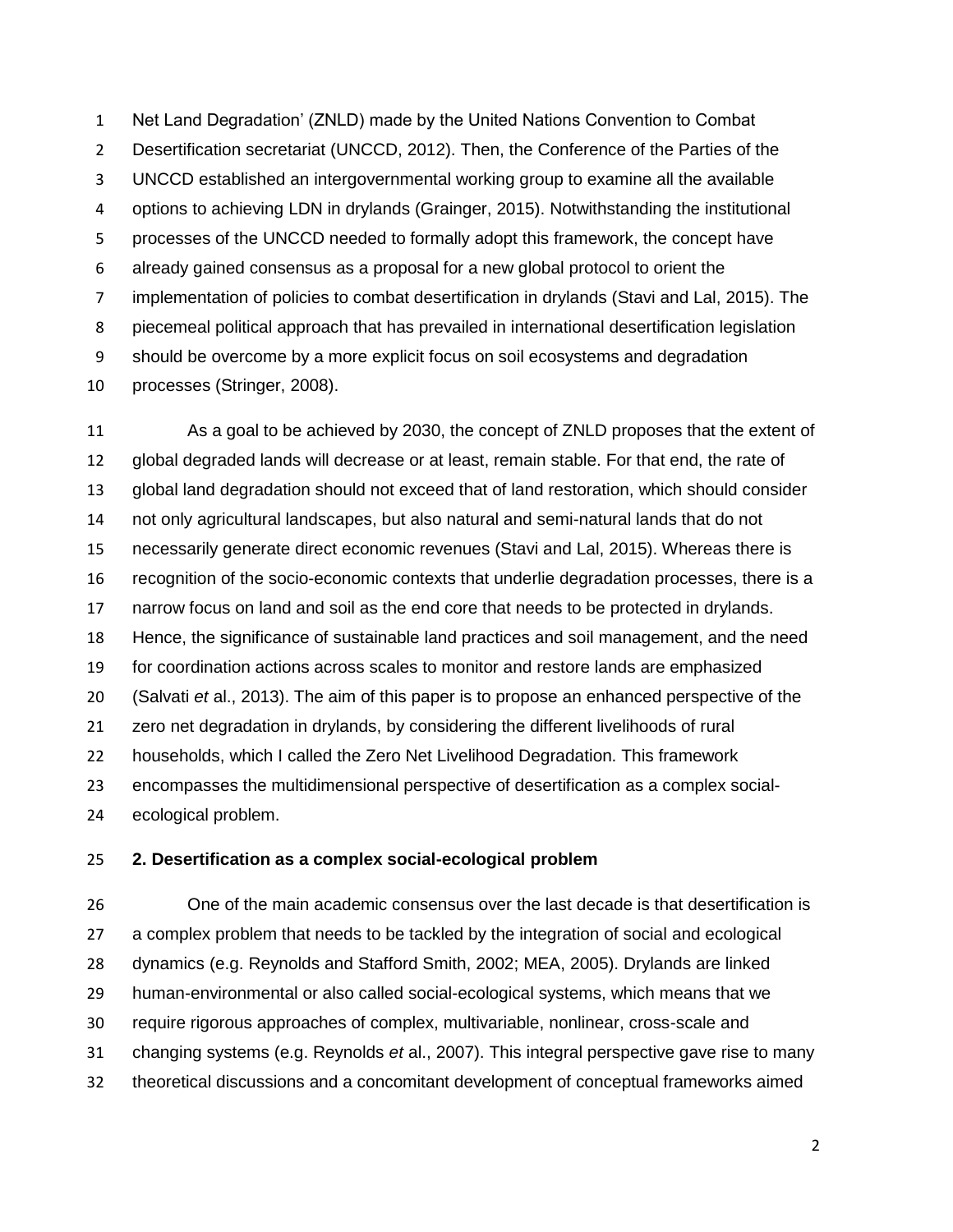Net Land Degradation' (ZNLD) made by the United Nations Convention to Combat Desertification secretariat (UNCCD, 2012). Then, the Conference of the Parties of the UNCCD established an intergovernmental working group to examine all the available options to achieving LDN in drylands (Grainger, 2015). Notwithstanding the institutional processes of the UNCCD needed to formally adopt this framework, the concept have already gained consensus as a proposal for a new global protocol to orient the implementation of policies to combat desertification in drylands (Stavi and Lal, 2015). The piecemeal political approach that has prevailed in international desertification legislation should be overcome by a more explicit focus on soil ecosystems and degradation processes (Stringer, 2008).

As a goal to be achieved by 2030, the concept of ZNLD proposes that the extent of global degraded lands will decrease or at least, remain stable. For that end, the rate of global land degradation should not exceed that of land restoration, which should consider not only agricultural landscapes, but also natural and semi-natural lands that do not necessarily generate direct economic revenues (Stavi and Lal, 2015). Whereas there is recognition of the socio-economic contexts that underlie degradation processes, there is a narrow focus on land and soil as the end core that needs to be protected in drylands. Hence, the significance of sustainable land practices and soil management, and the need for coordination actions across scales to monitor and restore lands are emphasized (Salvati *et* al., 2013). The aim of this paper is to propose an enhanced perspective of the zero net degradation in drylands, by considering the different livelihoods of rural households, which I called the Zero Net Livelihood Degradation. This framework encompasses the multidimensional perspective of desertification as a complex social-ecological problem.

## 2. Desertification as a complex social-ecological problem

One of the main academic consensus over the last decade is that desertification is a complex problem that needs to be tackled by the integration of social and ecological dynamics (e.g. Reynolds and Stafford Smith, 2002; MEA, 2005). Drylands are linked human-environmental or also called social-ecological systems, which means that we require rigorous approaches of complex, multivariable, nonlinear, cross-scale and changing systems (e.g. Reynolds *et* al., 2007). This integral perspective gave rise to many theoretical discussions and a concomitant development of conceptual frameworks aimed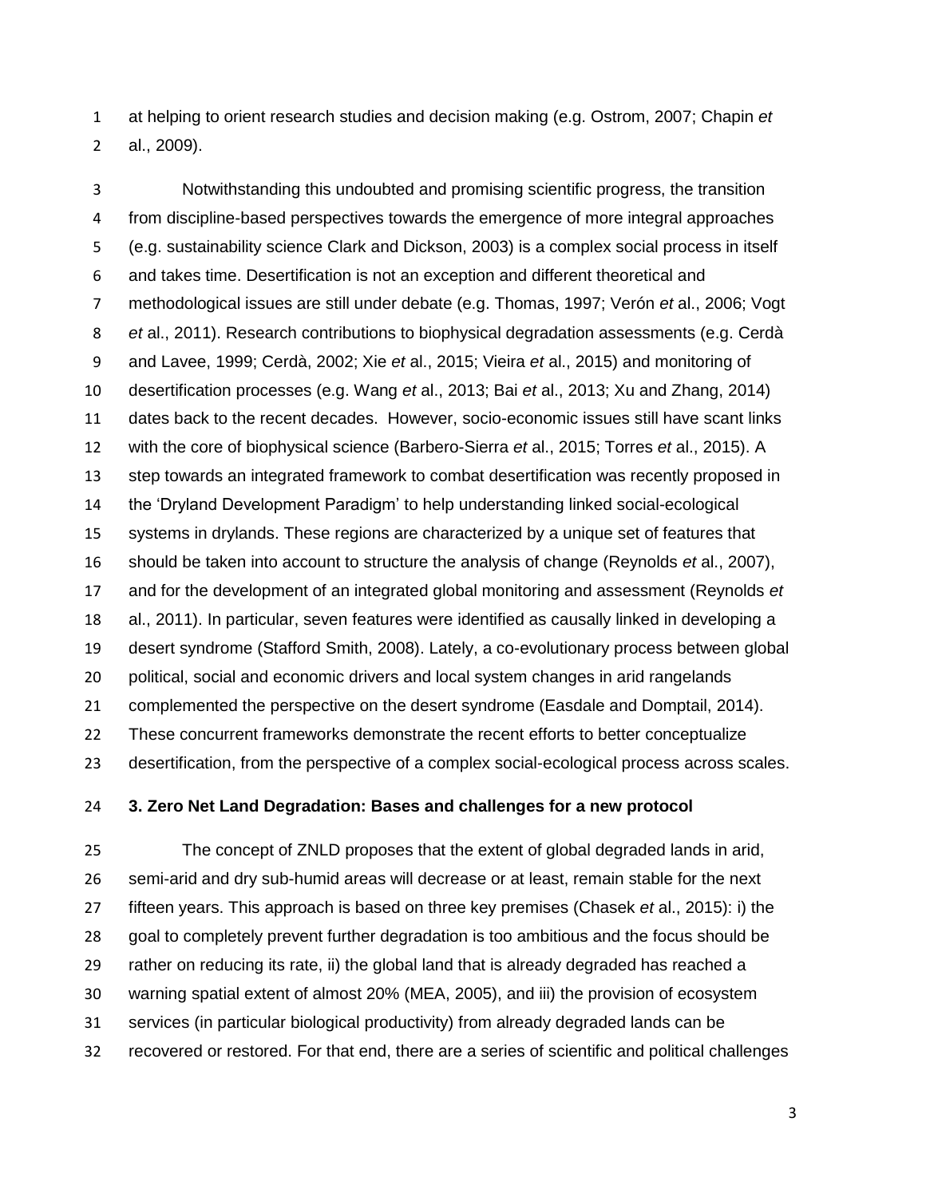at helping to orient research studies and decision making (e.g. Ostrom, 2007; Chapin *et* al., 2009).

Notwithstanding this undoubted and promising scientific progress, the transition from discipline-based perspectives towards the emergence of more integral approaches (e.g. sustainability science Clark and Dickson, 2003) is a complex social process in itself and takes time. Desertification is not an exception and different theoretical and methodological issues are still under debate (e.g. Thomas, 1997; Verón *et* al., 2006; Vogt *et* al., 2011). Research contributions to biophysical degradation assessments (e.g. Cerdà and Lavee, 1999; Cerdà, 2002; Xie *et* al., 2015; Vieira *et* al., 2015) and monitoring of desertification processes (e.g. Wang *et* al., 2013; Bai *et* al., 2013; Xu and Zhang, 2014) dates back to the recent decades. However, socio-economic issues still have scant links with the core of biophysical science (Barbero-Sierra *et* al., 2015; Torres *et* al., 2015). A step towards an integrated framework to combat desertification was recently proposed in the 'Dryland Development Paradigm' to help understanding linked social-ecological systems in drylands. These regions are characterized by a unique set of features that should be taken into account to structure the analysis of change (Reynolds *et* al., 2007), and for the development of an integrated global monitoring and assessment (Reynolds *et* al., 2011). In particular, seven features were identified as causally linked in developing a desert syndrome (Stafford Smith, 2008). Lately, a co-evolutionary process between global political, social and economic drivers and local system changes in arid rangelands complemented the perspective on the desert syndrome (Easdale and Domptail, 2014). These concurrent frameworks demonstrate the recent efforts to better conceptualize desertification, from the perspective of a complex social-ecological process across scales.

## 3. Zero Net Land Degradation: Bases and challenges for a new protocol

The concept of ZNLD proposes that the extent of global degraded lands in arid, semi-arid and dry sub-humid areas will decrease or at least, remain stable for the next fifteen years. This approach is based on three key premises (Chasek *et* al., 2015): i) the goal to completely prevent further degradation is too ambitious and the focus should be rather on reducing its rate, ii) the global land that is already degraded has reached a warning spatial extent of almost 20% (MEA, 2005), and iii) the provision of ecosystem services (in particular biological productivity) from already degraded lands can be recovered or restored. For that end, there are a series of scientific and political challenges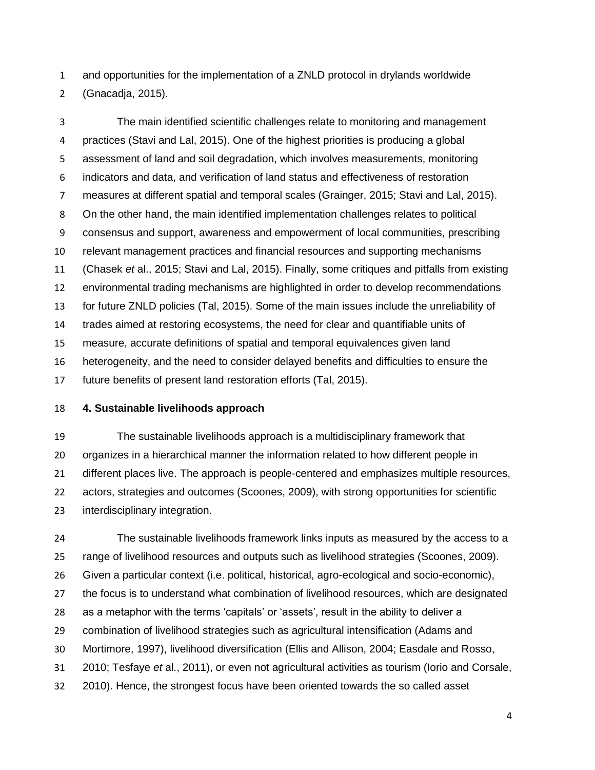and opportunities for the implementation of a ZNLD protocol in drylands worldwide (Gnacadja, 2015).

The main identified scientific challenges relate to monitoring and management practices (Stavi and Lal, 2015). One of the highest priorities is producing a global assessment of land and soil degradation, which involves measurements, monitoring indicators and data, and verification of land status and effectiveness of restoration measures at different spatial and temporal scales (Grainger, 2015; Stavi and Lal, 2015). On the other hand, the main identified implementation challenges relates to political consensus and support, awareness and empowerment of local communities, prescribing relevant management practices and financial resources and supporting mechanisms (Chasek *et* al., 2015; Stavi and Lal, 2015). Finally, some critiques and pitfalls from existing environmental trading mechanisms are highlighted in order to develop recommendations for future ZNLD policies (Tal, 2015). Some of the main issues include the unreliability of trades aimed at restoring ecosystems, the need for clear and quantifiable units of measure, accurate definitions of spatial and temporal equivalences given land heterogeneity, and the need to consider delayed benefits and difficulties to ensure the future benefits of present land restoration efforts (Tal, 2015).

## 4. Sustainable livelihoods approach

The sustainable livelihoods approach is a multidisciplinary framework that organizes in a hierarchical manner the information related to how different people in different places live. The approach is people-centered and emphasizes multiple resources, actors, strategies and outcomes (Scoones, 2009), with strong opportunities for scientific interdisciplinary integration.

The sustainable livelihoods framework links inputs as measured by the access to a range of livelihood resources and outputs such as livelihood strategies (Scoones, 2009). Given a particular context (i.e. political, historical, agro-ecological and socio-economic), the focus is to understand what combination of livelihood resources, which are designated as a metaphor with the terms 'capitals' or 'assets', result in the ability to deliver a combination of livelihood strategies such as agricultural intensification (Adams and Mortimore, 1997), livelihood diversification (Ellis and Allison, 2004; Easdale and Rosso, 2010; Tesfaye *et* al., 2011), or even not agricultural activities as tourism (Iorio and Corsale, 2010). Hence, the strongest focus have been oriented towards the so called asset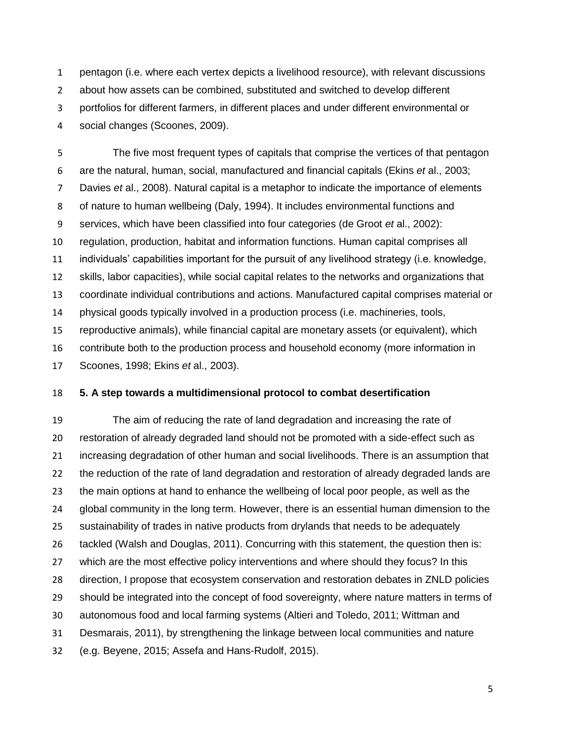pentagon (i.e. where each vertex depicts a livelihood resource), with relevant discussions about how assets can be combined, substituted and switched to develop different portfolios for different farmers, in different places and under different environmental or social changes (Scoones, 2009).

The five most frequent types of capitals that comprise the vertices of that pentagon are the natural, human, social, manufactured and financial capitals (Ekins *et* al., 2003; Davies *et* al., 2008). Natural capital is a metaphor to indicate the importance of elements of nature to human wellbeing (Daly, 1994). It includes environmental functions and services, which have been classified into four categories (de Groot *et* al., 2002): regulation, production, habitat and information functions. Human capital comprises all individuals' capabilities important for the pursuit of any livelihood strategy (i.e. knowledge, skills, labor capacities), while social capital relates to the networks and organizations that coordinate individual contributions and actions. Manufactured capital comprises material or physical goods typically involved in a production process (i.e. machineries, tools, reproductive animals), while financial capital are monetary assets (or equivalent), which contribute both to the production process and household economy (more information in Scoones, 1998; Ekins *et* al., 2003).

## 5. A step towards a multidimensional protocol to combat desertification

The aim of reducing the rate of land degradation and increasing the rate of restoration of already degraded land should not be promoted with a side-effect such as increasing degradation of other human and social livelihoods. There is an assumption that the reduction of the rate of land degradation and restoration of already degraded lands are the main options at hand to enhance the wellbeing of local poor people, as well as the global community in the long term. However, there is an essential human dimension to the sustainability of trades in native products from drylands that needs to be adequately tackled (Walsh and Douglas, 2011). Concurring with this statement, the question then is: which are the most effective policy interventions and where should they focus? In this direction, I propose that ecosystem conservation and restoration debates in ZNLD policies should be integrated into the concept of food sovereignty, where nature matters in terms of autonomous food and local farming systems (Altieri and Toledo, 2011; Wittman and Desmarais, 2011), by strengthening the linkage between local communities and nature (e.g. Beyene, 2015; Assefa and Hans-Rudolf, 2015).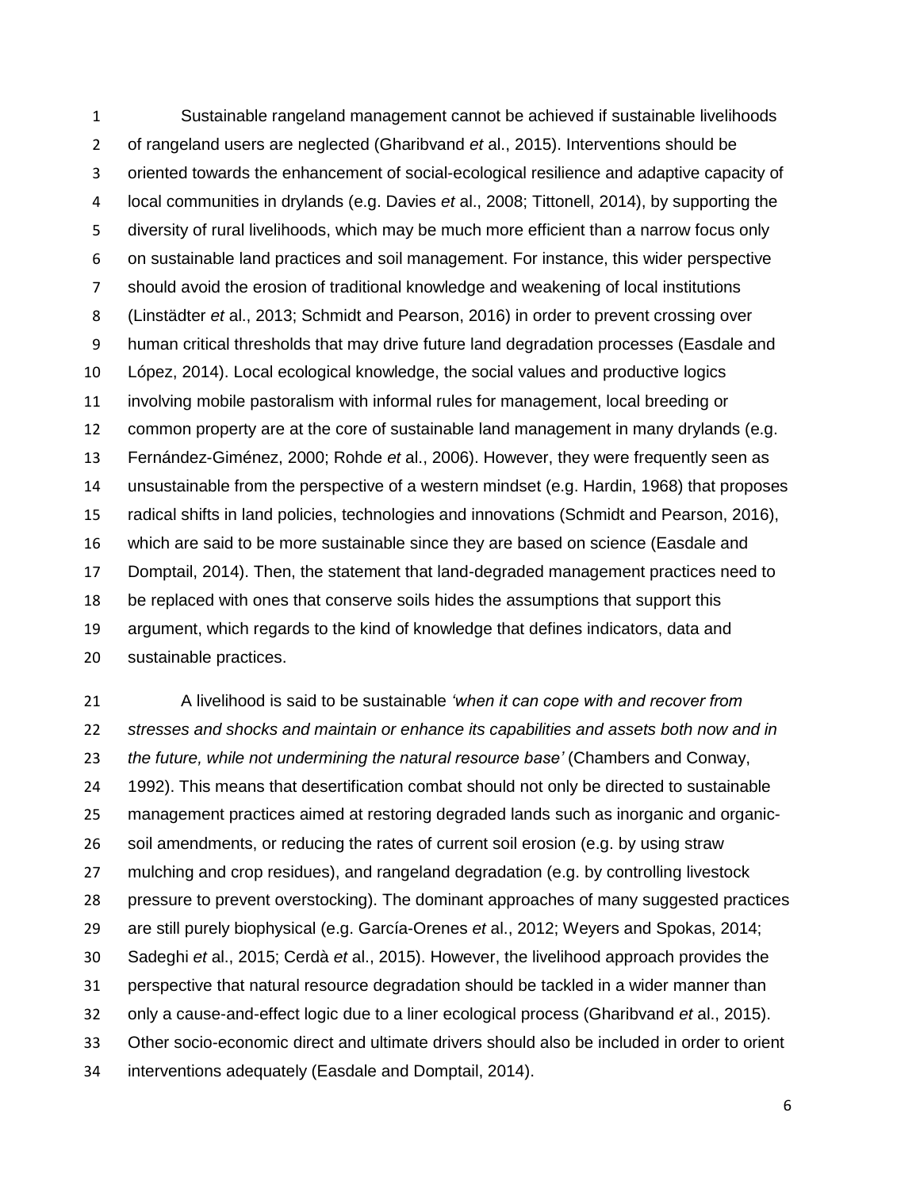Sustainable rangeland management cannot be achieved if sustainable livelihoods of rangeland users are neglected (Gharibvand *et* al., 2015). Interventions should be oriented towards the enhancement of social-ecological resilience and adaptive capacity of local communities in drylands (e.g. Davies *et* al., 2008; Tittonell, 2014), by supporting the diversity of rural livelihoods, which may be much more efficient than a narrow focus only on sustainable land practices and soil management. For instance, this wider perspective should avoid the erosion of traditional knowledge and weakening of local institutions (Linstädter *et* al., 2013; Schmidt and Pearson, 2016) in order to prevent crossing over human critical thresholds that may drive future land degradation processes (Easdale and López, 2014). Local ecological knowledge, the social values and productive logics involving mobile pastoralism with informal rules for management, local breeding or common property are at the core of sustainable land management in many drylands (e.g. Fernández-Giménez, 2000; Rohde *et* al., 2006). However, they were frequently seen as unsustainable from the perspective of a western mindset (e.g. Hardin, 1968) that proposes radical shifts in land policies, technologies and innovations (Schmidt and Pearson, 2016), which are said to be more sustainable since they are based on science (Easdale and Domptail, 2014). Then, the statement that land-degraded management practices need to be replaced with ones that conserve soils hides the assumptions that support this argument, which regards to the kind of knowledge that defines indicators, data and sustainable practices.

A livelihood is said to be sustainable *'when it can cope with and recover from stresses and shocks and maintain or enhance its capabilities and assets both now and in the future, while not undermining the natural resource base'* (Chambers and Conway, 1992). This means that desertification combat should not only be directed to sustainable management practices aimed at restoring degraded lands such as inorganic and organic-soil amendments, or reducing the rates of current soil erosion (e.g. by using straw mulching and crop residues), and rangeland degradation (e.g. by controlling livestock pressure to prevent overstocking). The dominant approaches of many suggested practices are still purely biophysical (e.g. García-Orenes *et* al., 2012; Weyers and Spokas, 2014; Sadeghi *et* al., 2015; Cerdà *et* al., 2015). However, the livelihood approach provides the perspective that natural resource degradation should be tackled in a wider manner than only a cause-and-effect logic due to a liner ecological process (Gharibvand *et* al., 2015). Other socio-economic direct and ultimate drivers should also be included in order to orient interventions adequately (Easdale and Domptail, 2014).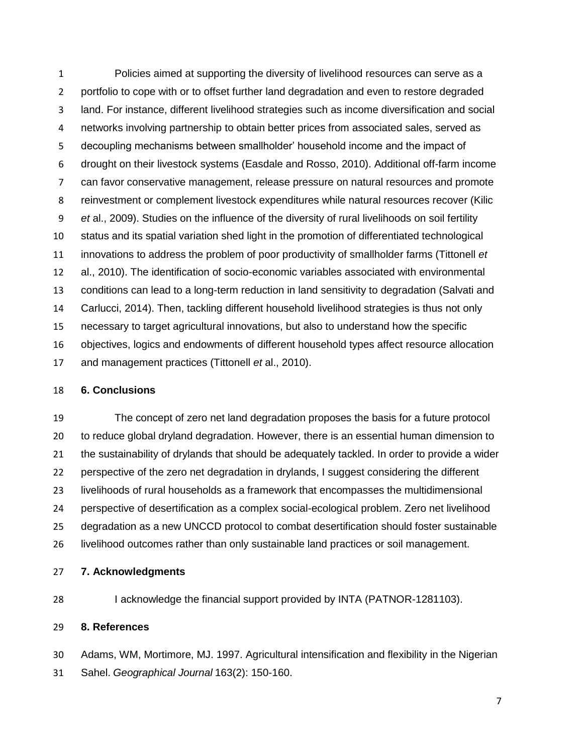Policies aimed at supporting the diversity of livelihood resources can serve as a portfolio to cope with or to offset further land degradation and even to restore degraded land. For instance, different livelihood strategies such as income diversification and social networks involving partnership to obtain better prices from associated sales, served as decoupling mechanisms between smallholder' household income and the impact of drought on their livestock systems (Easdale and Rosso, 2010). Additional off-farm income can favor conservative management, release pressure on natural resources and promote reinvestment or complement livestock expenditures while natural resources recover (Kilic *et* al., 2009). Studies on the influence of the diversity of rural livelihoods on soil fertility status and its spatial variation shed light in the promotion of differentiated technological innovations to address the problem of poor productivity of smallholder farms (Tittonell *et* al., 2010). The identification of socio-economic variables associated with environmental conditions can lead to a long-term reduction in land sensitivity to degradation (Salvati and Carlucci, 2014). Then, tackling different household livelihood strategies is thus not only necessary to target agricultural innovations, but also to understand how the specific objectives, logics and endowments of different household types affect resource allocation and management practices (Tittonell *et* al., 2010).

## 6. Conclusions

The concept of zero net land degradation proposes the basis for a future protocol to reduce global dryland degradation. However, there is an essential human dimension to the sustainability of drylands that should be adequately tackled. In order to provide a wider perspective of the zero net degradation in drylands, I suggest considering the different livelihoods of rural households as a framework that encompasses the multidimensional perspective of desertification as a complex social-ecological problem. Zero net livelihood degradation as a new UNCCD protocol to combat desertification should foster sustainable livelihood outcomes rather than only sustainable land practices or soil management.

## 7. Acknowledgments

I acknowledge the financial support provided by INTA (PATNOR-1281103).

## 8. References

Adams, WM, Mortimore, MJ. 1997. Agricultural intensification and flexibility in the Nigerian Sahel. *Geographical Journal* 163(2): 150-160.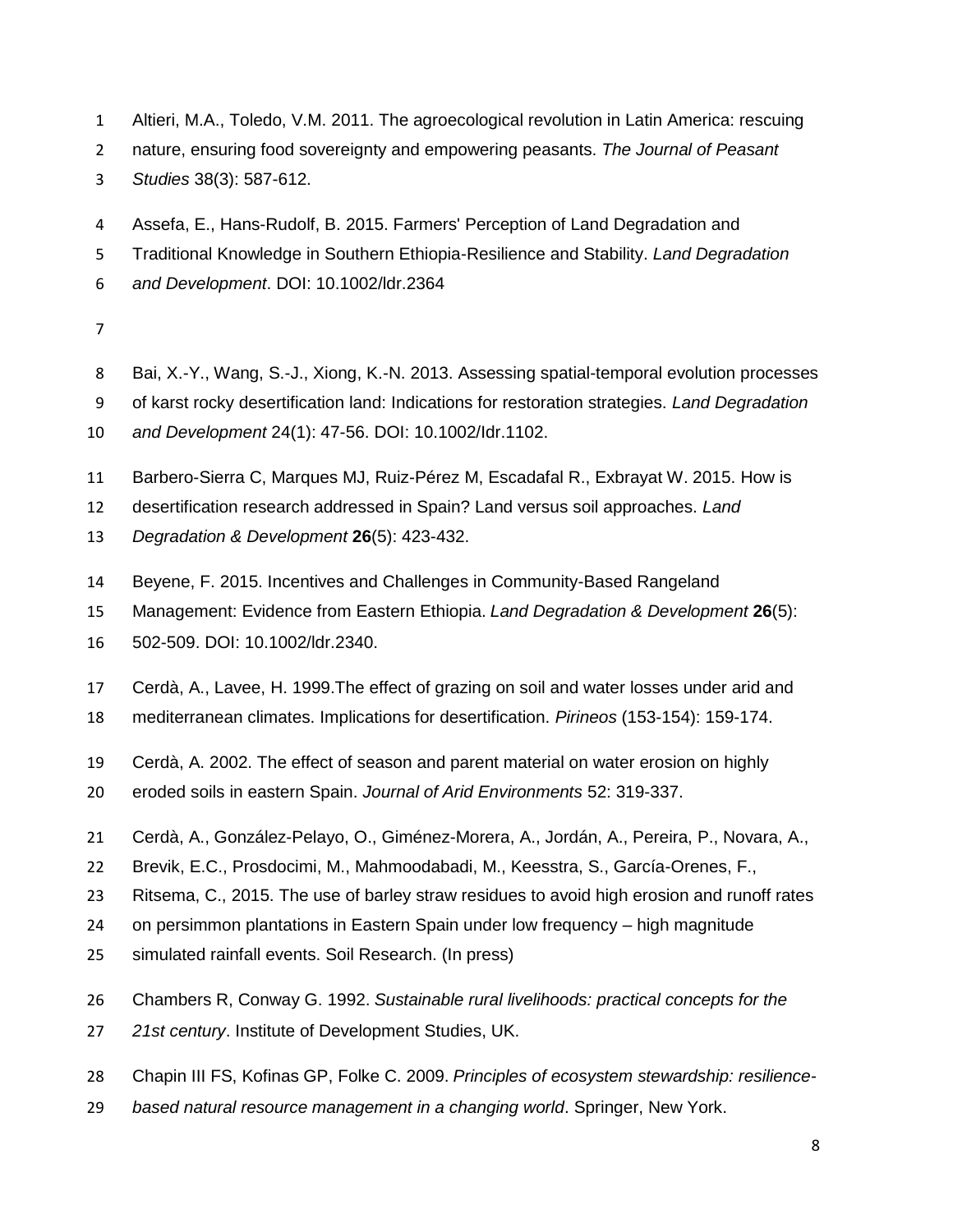Altieri, M.A., Toledo, V.M. 2011. The agroecological revolution in Latin America: rescuing nature, ensuring food sovereignty and empowering peasants. *The Journal of Peasant Studies* 38(3): 587-612.

Assefa, E., Hans-Rudolf, B. 2015. Farmers' Perception of Land Degradation and Traditional Knowledge in Southern Ethiopia-Resilience and Stability. *Land Degradation and Development*. DOI: 10.1002/ldr.2364

Bai, X.-Y., Wang, S.-J., Xiong, K.-N. 2013. Assessing spatial-temporal evolution processes of karst rocky desertification land: Indications for restoration strategies. *Land Degradation and Development* 24(1): 47-56. DOI: 10.1002/ldr.1102.

Barbero-Sierra C, Marques MJ, Ruiz-Pérez M, Escadafal R., Exbrayat W. 2015. How is desertification research addressed in Spain? Land versus soil approaches. *Land Degradation & Development* **26**(5): 423-432.

Beyene, F. 2015. Incentives and Challenges in Community-Based Rangeland Management: Evidence from Eastern Ethiopia. *Land Degradation & Development* **26**(5): 502-509. DOI: 10.1002/ldr.2340.

Cerdà, A., Lavee, H. 1999.The effect of grazing on soil and water losses under arid and mediterranean climates. Implications for desertification. *Pirineos* (153-154): 159-174.

Cerdà, A. 2002. The effect of season and parent material on water erosion on highly eroded soils in eastern Spain. *Journal of Arid Environments* 52: 319-337.

Cerdà, A., González-Pelayo, O., Giménez-Morera, A., Jordán, A., Pereira, P., Novara, A., Brevik, E.C., Prosdocimi, M., Mahmoodabadi, M., Keesstra, S., García-Orenes, F., Ritsema, C., 2015. The use of barley straw residues to avoid high erosion and runoff rates on persimmon plantations in Eastern Spain under low frequency – high magnitude simulated rainfall events. Soil Research. (In press)

Chambers R, Conway G. 1992. *Sustainable rural livelihoods: practical concepts for the 21st century*. Institute of Development Studies, UK.

Chapin III FS, Kofinas GP, Folke C. 2009. *Principles of ecosystem stewardship: resilience-based natural resource management in a changing world*. Springer, New York.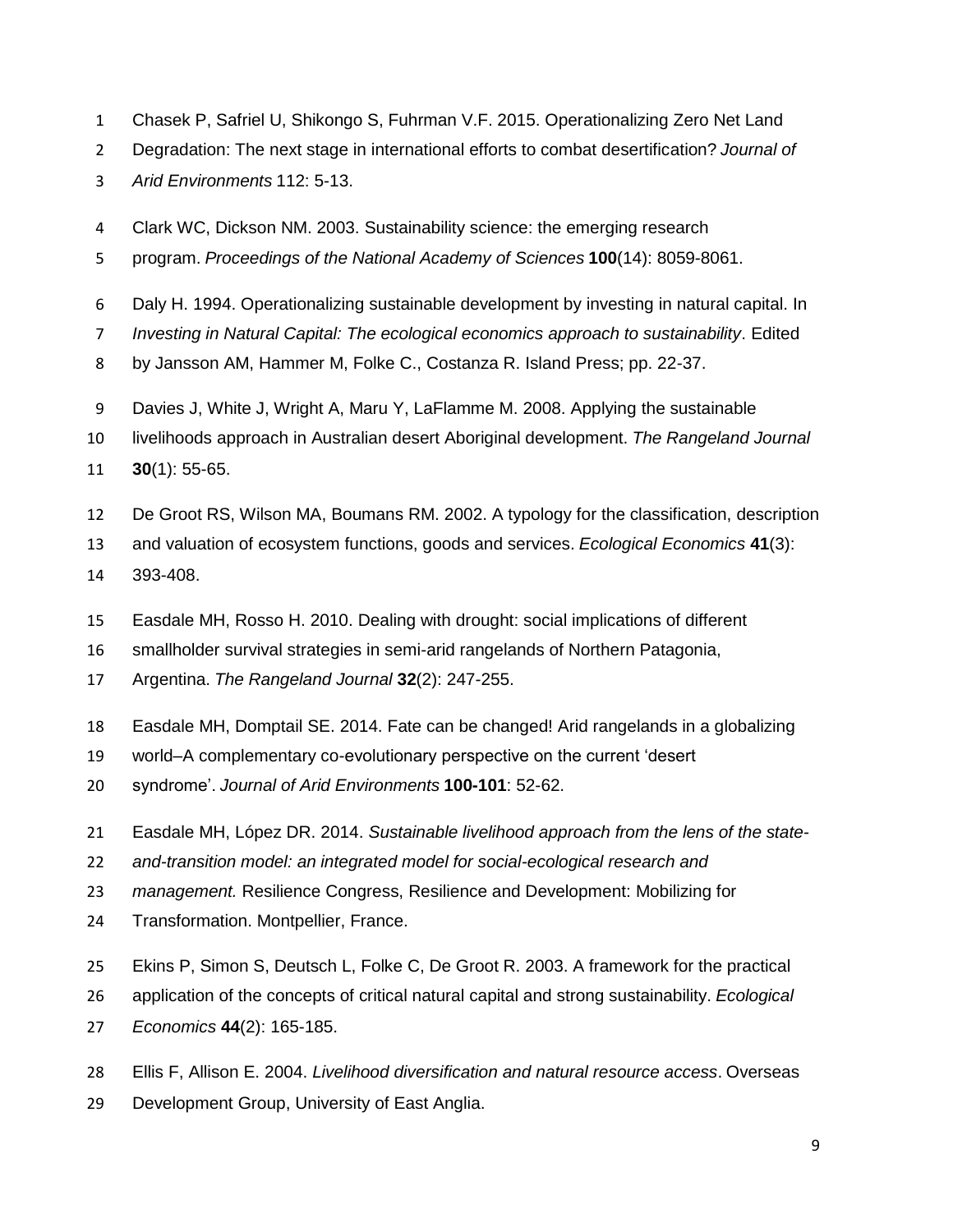Chasek P, Safriel U, Shikongo S, Fuhrman V.F. 2015. Operationalizing Zero Net Land Degradation: The next stage in international efforts to combat desertification? *Journal of Arid Environments* 112: 5-13.

Clark WC, Dickson NM. 2003. Sustainability science: the emerging research program. *Proceedings of the National Academy of Sciences* **100**(14): 8059-8061.

Daly H. 1994. Operationalizing sustainable development by investing in natural capital. In *Investing in Natural Capital: The ecological economics approach to sustainability*. Edited by Jansson AM, Hammer M, Folke C., Costanza R. Island Press; pp. 22-37.

Davies J, White J, Wright A, Maru Y, LaFlamme M. 2008. Applying the sustainable livelihoods approach in Australian desert Aboriginal development. *The Rangeland Journal* **30**(1): 55-65.

De Groot RS, Wilson MA, Boumans RM. 2002. A typology for the classification, description and valuation of ecosystem functions, goods and services. *Ecological Economics* **41**(3): 393-408.

Easdale MH, Rosso H. 2010. Dealing with drought: social implications of different smallholder survival strategies in semi-arid rangelands of Northern Patagonia, Argentina. *The Rangeland Journal* **32**(2): 247-255.

Easdale MH, Domptail SE. 2014. Fate can be changed! Arid rangelands in a globalizing world–A complementary co-evolutionary perspective on the current 'desert syndrome'. *Journal of Arid Environments* **100-101**: 52-62.

Easdale MH, López DR. 2014. *Sustainable livelihood approach from the lens of the state-and-transition model: an integrated model for social-ecological research and management.* Resilience Congress, Resilience and Development: Mobilizing for Transformation. Montpellier, France.

Ekins P, Simon S, Deutsch L, Folke C, De Groot R. 2003. A framework for the practical application of the concepts of critical natural capital and strong sustainability. *Ecological Economics* **44**(2): 165-185.

Ellis F, Allison E. 2004. *Livelihood diversification and natural resource access*. Overseas Development Group, University of East Anglia.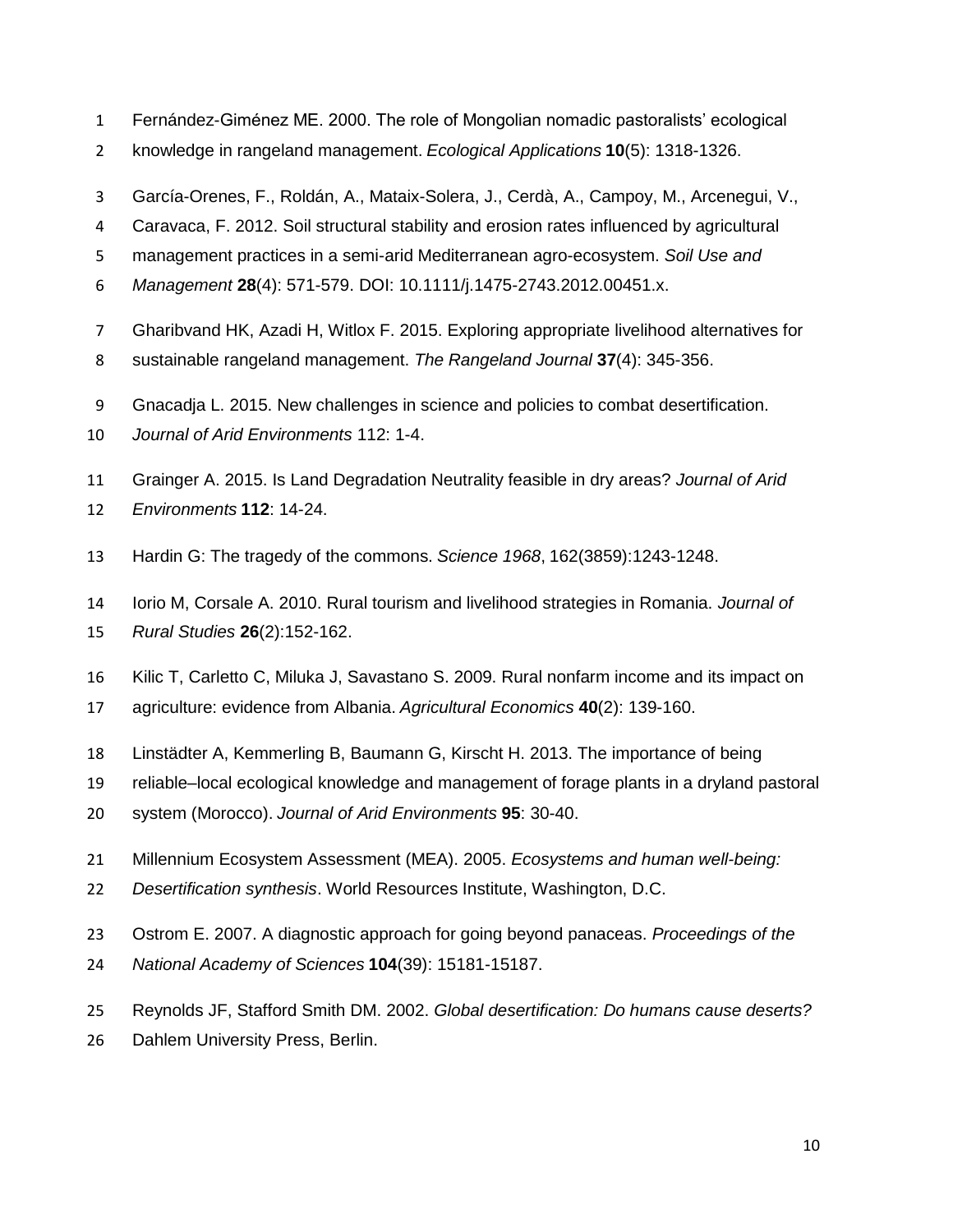Fernández-Giménez ME. 2000. The role of Mongolian nomadic pastoralists’ ecological knowledge in rangeland management. *Ecological Applications* **10**(5): 1318-1326.

García-Orenes, F., Roldán, A., Mataix-Solera, J., Cerdà, A., Campoy, M., Arcenegui, V., Caravaca, F. 2012. Soil structural stability and erosion rates influenced by agricultural management practices in a semi-arid Mediterranean agro-ecosystem. *Soil Use and Management* **28**(4): 571-579. DOI: 10.1111/j.1475-2743.2012.00451.x.

Gharibvand HK, Azadi H, Witlox F. 2015. Exploring appropriate livelihood alternatives for sustainable rangeland management. *The Rangeland Journal* **37**(4): 345-356.

Gnacadja L. 2015. New challenges in science and policies to combat desertification. *Journal of Arid Environments* 112: 1-4.

Grainger A. 2015. Is Land Degradation Neutrality feasible in dry areas? *Journal of Arid Environments* **112**: 14-24.

Hardin G: The tragedy of the commons. *Science 1968*, 162(3859):1243-1248.

Iorio M, Corsale A. 2010. Rural tourism and livelihood strategies in Romania. *Journal of Rural Studies* **26**(2):152-162.

Kilic T, Carletto C, Miluka J, Savastano S. 2009. Rural nonfarm income and its impact on agriculture: evidence from Albania. *Agricultural Economics* **40**(2): 139-160.

Linstädter A, Kemmerling B, Baumann G, Kirscht H. 2013. The importance of being reliable–local ecological knowledge and management of forage plants in a dryland pastoral system (Morocco). *Journal of Arid Environments* **95**: 30-40.

Millennium Ecosystem Assessment (MEA). 2005. *Ecosystems and human well-being: Desertification synthesis*. World Resources Institute, Washington, D.C.

Ostrom E. 2007. A diagnostic approach for going beyond panaceas. *Proceedings of the National Academy of Sciences* **104**(39): 15181-15187.

Reynolds JF, Stafford Smith DM. 2002. *Global desertification: Do humans cause deserts?* Dahlem University Press, Berlin.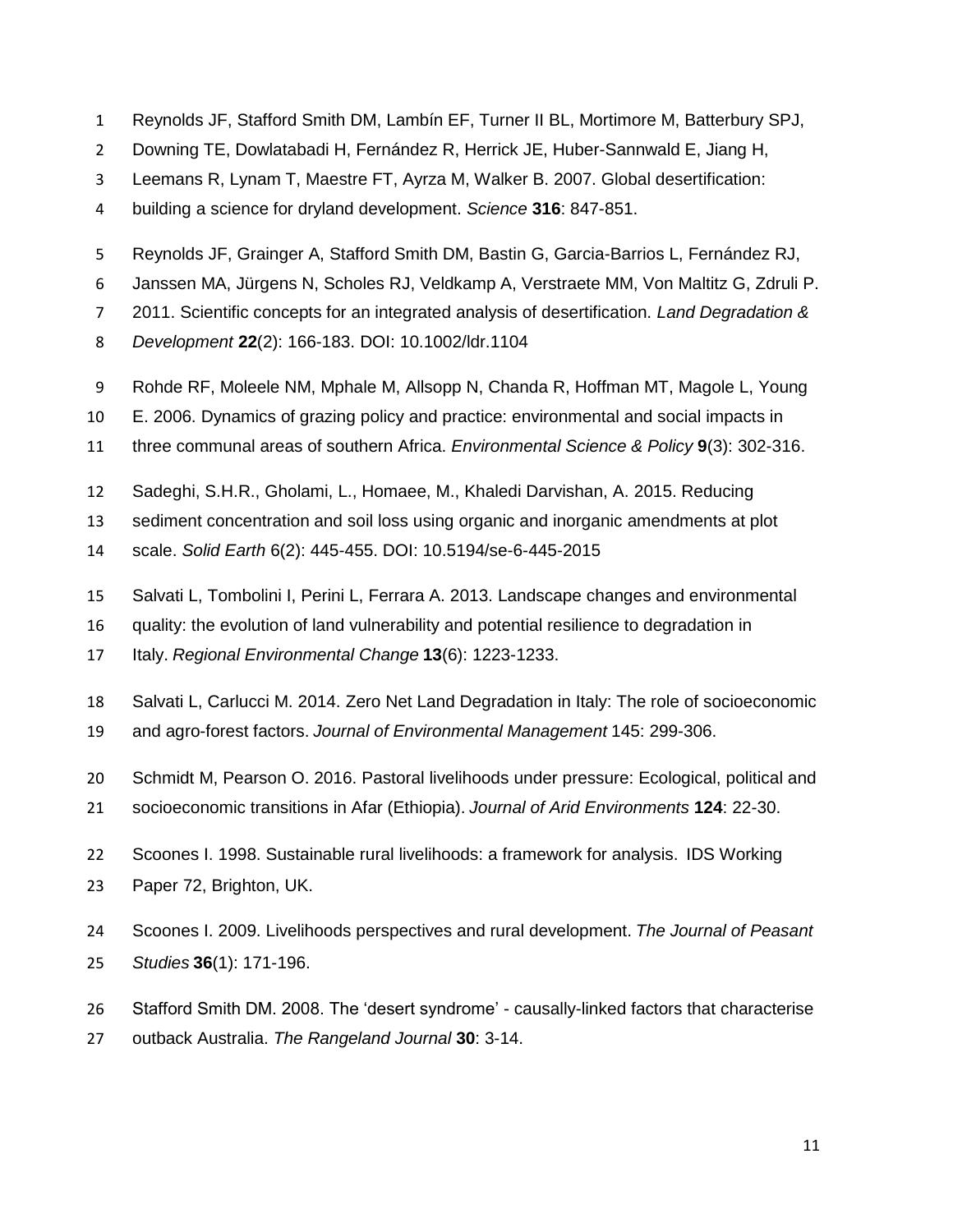Reynolds JF, Stafford Smith DM, Lambín EF, Turner II BL, Mortimore M, Batterbury SPJ, Downing TE, Dowlatabadi H, Fernández R, Herrick JE, Huber-Sannwald E, Jiang H, Leemans R, Lynam T, Maestre FT, Ayrza M, Walker B. 2007. Global desertification: building a science for dryland development. *Science* **316**: 847-851.

Reynolds JF, Grainger A, Stafford Smith DM, Bastin G, Garcia-Barrios L, Fernández RJ, Janssen MA, Jürgens N, Scholes RJ, Veldkamp A, Verstraete MM, Von Maltitz G, Zdruli P. 2011. Scientific concepts for an integrated analysis of desertification. *Land Degradation & Development* **22**(2): 166-183. DOI: 10.1002/ldr.1104

Rohde RF, Moleele NM, Mphale M, Allsopp N, Chanda R, Hoffman MT, Magole L, Young E. 2006. Dynamics of grazing policy and practice: environmental and social impacts in three communal areas of southern Africa. *Environmental Science & Policy* **9**(3): 302-316.

Sadeghi, S.H.R., Gholami, L., Homaee, M., Khaledi Darvishan, A. 2015. Reducing sediment concentration and soil loss using organic and inorganic amendments at plot scale. *Solid Earth* 6(2): 445-455. DOI: 10.5194/se-6-445-2015

Salvati L, Tombolini I, Perini L, Ferrara A. 2013. Landscape changes and environmental quality: the evolution of land vulnerability and potential resilience to degradation in Italy. *Regional Environmental Change* **13**(6): 1223-1233.

Salvati L, Carlucci M. 2014. Zero Net Land Degradation in Italy: The role of socioeconomic and agro-forest factors. *Journal of Environmental Management* 145: 299-306.

Schmidt M, Pearson O. 2016. Pastoral livelihoods under pressure: Ecological, political and socioeconomic transitions in Afar (Ethiopia). *Journal of Arid Environments* **124**: 22-30.

Scoones I. 1998. Sustainable rural livelihoods: a framework for analysis. IDS Working Paper 72, Brighton, UK.

Scoones I. 2009. Livelihoods perspectives and rural development. *The Journal of Peasant Studies* **36**(1): 171-196.

Stafford Smith DM. 2008. The 'desert syndrome' - causally-linked factors that characterise outback Australia. *The Rangeland Journal* **30**: 3-14.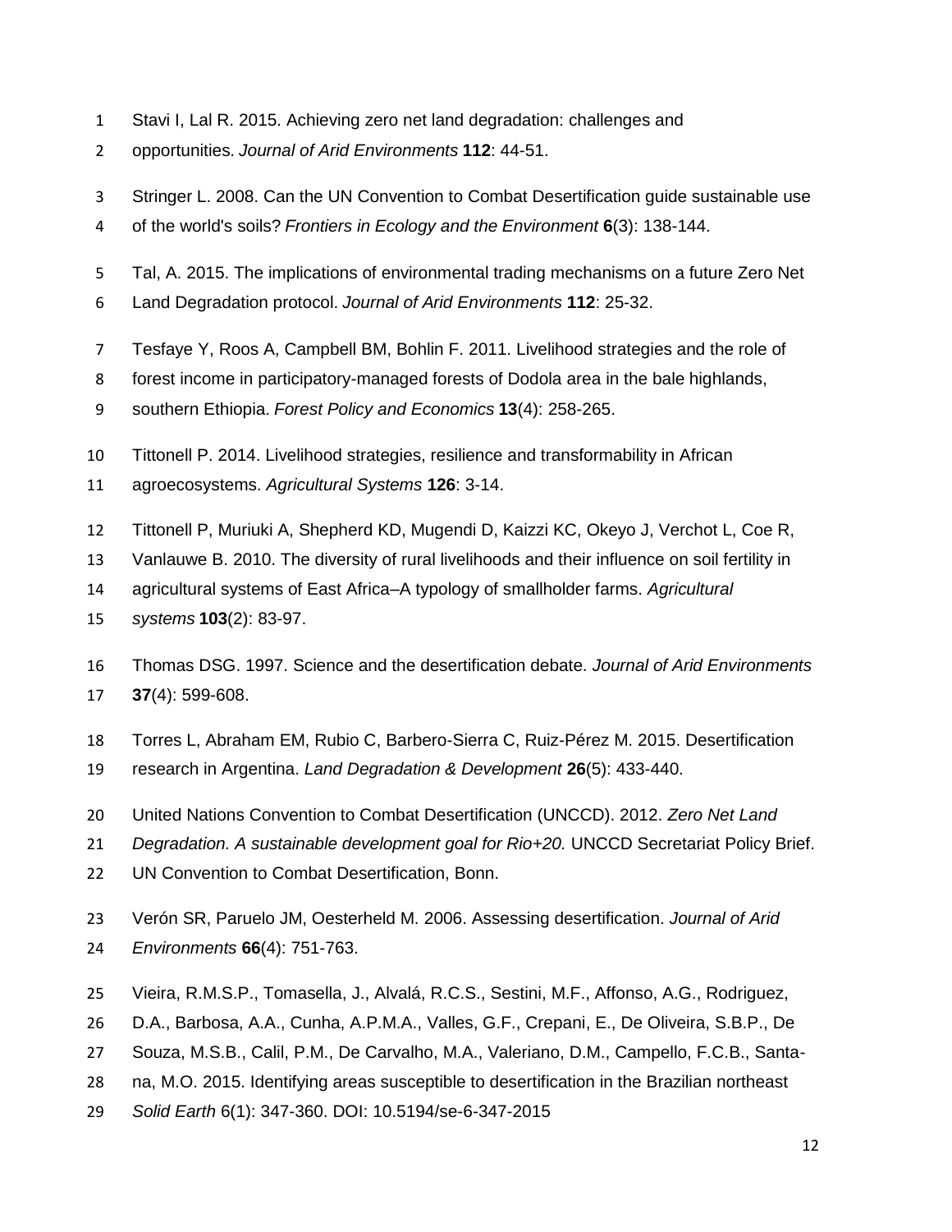Stavi I, Lal R. 2015. Achieving zero net land degradation: challenges and opportunities. *Journal of Arid Environments* **112**: 44-51.

Stringer L. 2008. Can the UN Convention to Combat Desertification guide sustainable use of the world's soils? *Frontiers in Ecology and the Environment* **6**(3): 138-144.

Tal, A. 2015. The implications of environmental trading mechanisms on a future Zero Net Land Degradation protocol. *Journal of Arid Environments* **112**: 25-32.

Tesfaye Y, Roos A, Campbell BM, Bohlin F. 2011. Livelihood strategies and the role of forest income in participatory-managed forests of Dodola area in the bale highlands, southern Ethiopia. *Forest Policy and Economics* **13**(4): 258-265.

Tittonell P. 2014. Livelihood strategies, resilience and transformability in African agroecosystems. *Agricultural Systems* **126**: 3-14.

Tittonell P, Muriuki A, Shepherd KD, Mugendi D, Kaizzi KC, Okeyo J, Verchot L, Coe R, Vanlauwe B. 2010. The diversity of rural livelihoods and their influence on soil fertility in agricultural systems of East Africa–A typology of smallholder farms. *Agricultural systems* **103**(2): 83-97.

Thomas DSG. 1997. Science and the desertification debate. *Journal of Arid Environments* **37**(4): 599-608.

Torres L, Abraham EM, Rubio C, Barbero-Sierra C, Ruiz-Pérez M. 2015. Desertification research in Argentina. *Land Degradation & Development* **26**(5): 433-440.

United Nations Convention to Combat Desertification (UNCCD). 2012. *Zero Net Land Degradation. A sustainable development goal for Rio+20.* UNCCD Secretariat Policy Brief. UN Convention to Combat Desertification, Bonn.

Verón SR, Paruelo JM, Oesterheld M. 2006. Assessing desertification. *Journal of Arid Environments* **66**(4): 751-763.

Vieira, R.M.S.P., Tomasella, J., Alvalá, R.C.S., Sestini, M.F., Affonso, A.G., Rodriguez, D.A., Barbosa, A.A., Cunha, A.P.M.A., Valles, G.F., Crepani, E., De Oliveira, S.B.P., De Souza, M.S.B., Calil, P.M., De Carvalho, M.A., Valeriano, D.M., Campello, F.C.B., Santana, M.O. 2015. Identifying areas susceptible to desertification in the Brazilian northeast *Solid Earth* 6(1): 347-360. DOI: 10.5194/se-6-347-2015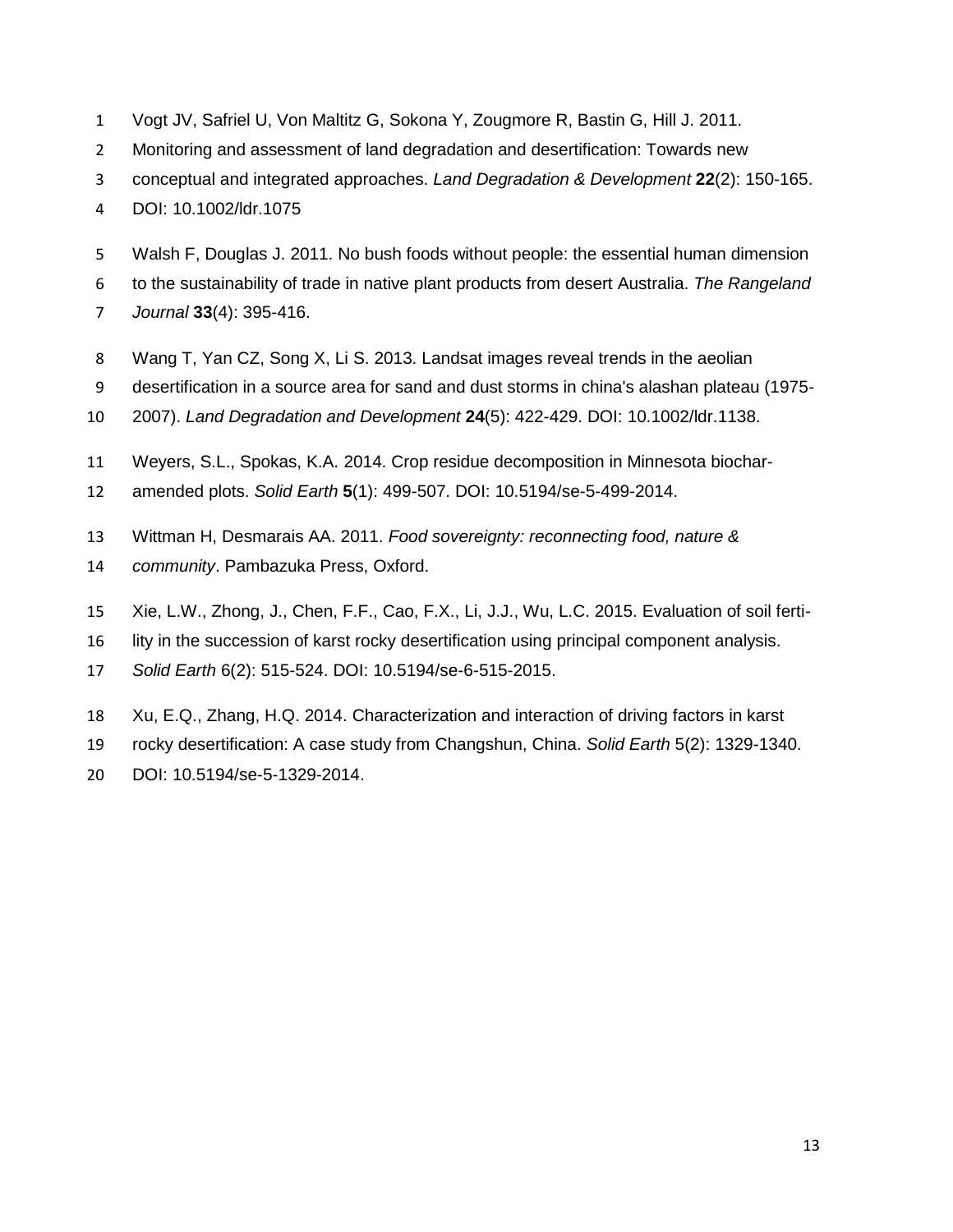Vogt JV, Safriel U, Von Maltitz G, Sokona Y, Zougmore R, Bastin G, Hill J. 2011. Monitoring and assessment of land degradation and desertification: Towards new conceptual and integrated approaches. *Land Degradation & Development* **22**(2): 150-165. DOI: 10.1002/ldr.1075

Walsh F, Douglas J. 2011. No bush foods without people: the essential human dimension to the sustainability of trade in native plant products from desert Australia. *The Rangeland Journal* **33**(4): 395-416.

Wang T, Yan CZ, Song X, Li S. 2013. Landsat images reveal trends in the aeolian desertification in a source area for sand and dust storms in china's alashan plateau (1975-2007). *Land Degradation and Development* **24**(5): 422-429. DOI: 10.1002/ldr.1138.

Weyers, S.L., Spokas, K.A. 2014. Crop residue decomposition in Minnesota biochar-amended plots. *Solid Earth* **5**(1): 499-507. DOI: 10.5194/se-5-499-2014.

Wittman H, Desmarais AA. 2011. *Food sovereignty: reconnecting food, nature & community*. Pambazuka Press, Oxford.

Xie, L.W., Zhong, J., Chen, F.F., Cao, F.X., Li, J.J., Wu, L.C. 2015. Evaluation of soil fertility in the succession of karst rocky desertification using principal component analysis. *Solid Earth* 6(2): 515-524. DOI: 10.5194/se-6-515-2015.

Xu, E.Q., Zhang, H.Q. 2014. Characterization and interaction of driving factors in karst rocky desertification: A case study from Changshun, China. *Solid Earth* 5(2): 1329-1340. DOI: 10.5194/se-5-1329-2014.